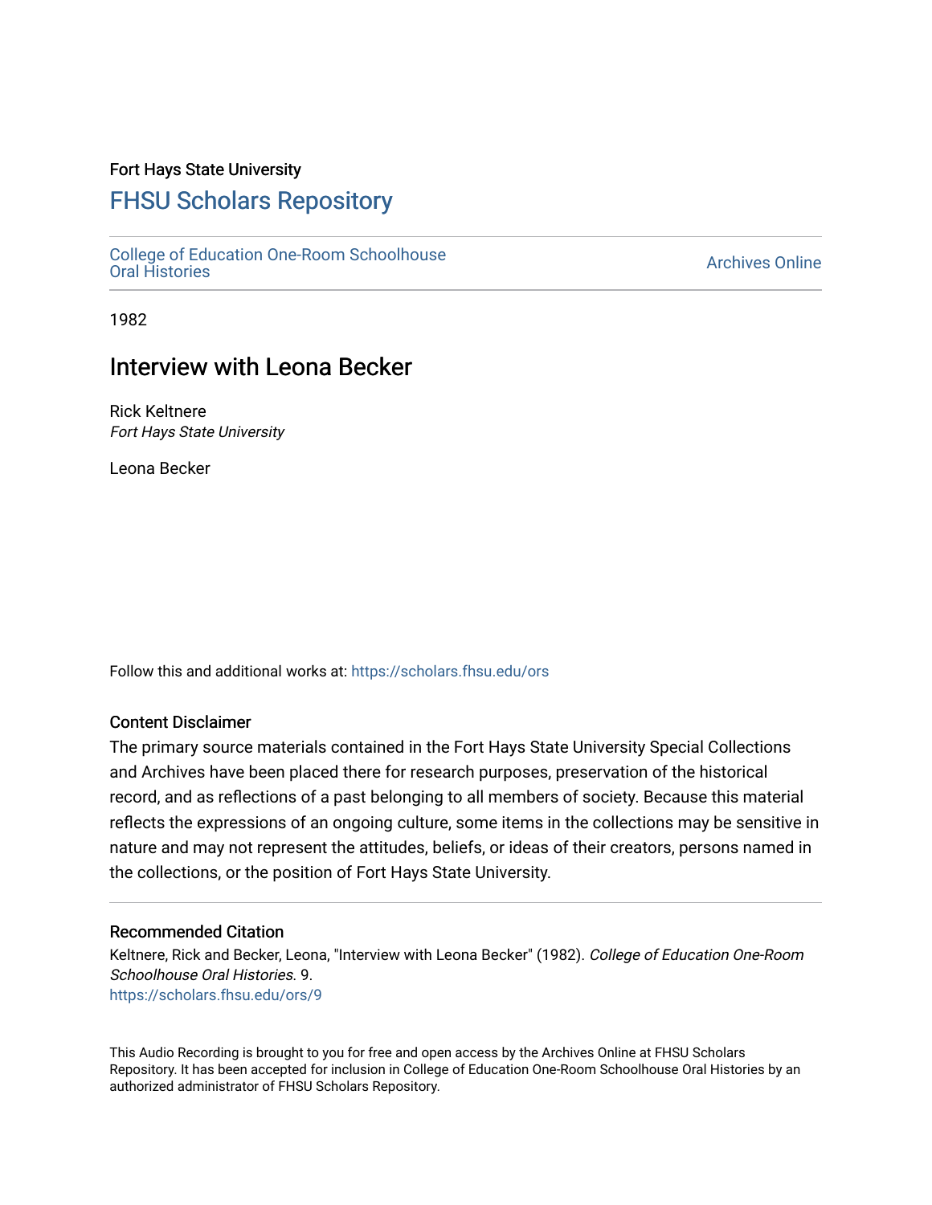Fort Hays State University

# FHSU Scholars Repository

College of Education One-Room Schoolhouse Oral Histories

Archives Online

1982

## Interview with Leona Becker

Rick Keltnere
*Fort Hays State University*

Leona Becker

Follow this and additional works at: https://scholars.fhsu.edu/ors

### Content Disclaimer

The primary source materials contained in the Fort Hays State University Special Collections and Archives have been placed there for research purposes, preservation of the historical record, and as reflections of a past belonging to all members of society. Because this material reflects the expressions of an ongoing culture, some items in the collections may be sensitive in nature and may not represent the attitudes, beliefs, or ideas of their creators, persons named in the collections, or the position of Fort Hays State University.

### Recommended Citation

Keltnere, Rick and Becker, Leona, "Interview with Leona Becker" (1982). *College of Education One-Room Schoolhouse Oral Histories*. 9.
https://scholars.fhsu.edu/ors/9

This Audio Recording is brought to you for free and open access by the Archives Online at FHSU Scholars Repository. It has been accepted for inclusion in College of Education One-Room Schoolhouse Oral Histories by an authorized administrator of FHSU Scholars Repository.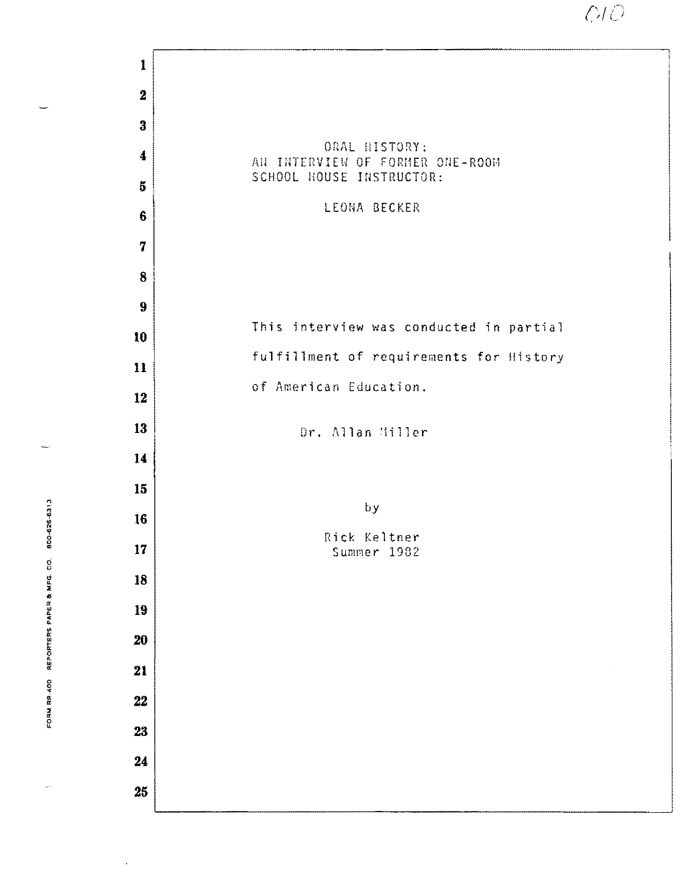# ORAL HISTORY:
## AN INTERVIEW OF FORMER ONE-ROOM SCHOOL HOUSE INSTRUCTOR:

## LEONA BECKER

This interview was conducted in partial fulfillment of requirements for History of American Education.

Dr. Allan Miller

by

Rick Keltner
Summer 1982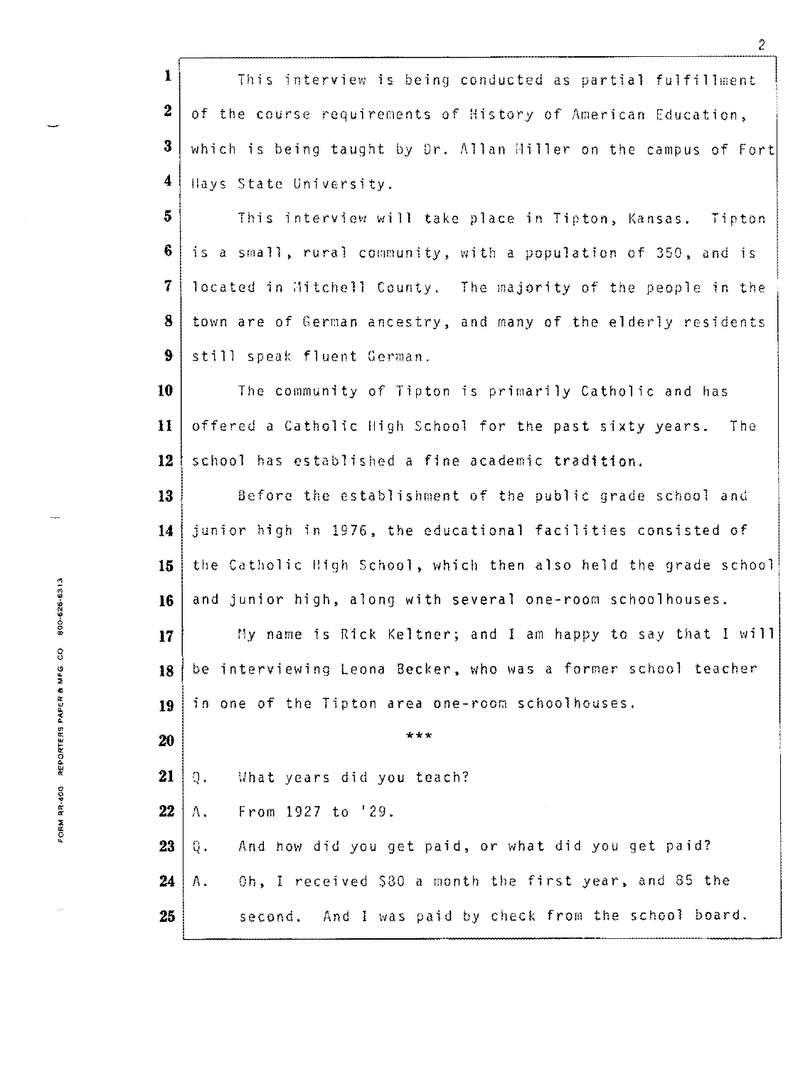This interview is being conducted as partial fulfillment of the course requirements of History of American Education, which is being taught by Dr. Allan Miller on the campus of Fort Hays State University.

This interview will take place in Tipton, Kansas. Tipton is a small, rural community, with a population of 350, and is located in Mitchell County. The majority of the people in the town are of German ancestry, and many of the elderly residents still speak fluent German.

The community of Tipton is primarily Catholic and has offered a Catholic High School for the past sixty years. The school has established a fine academic tradition.

Before the establishment of the public grade school and junior high in 1976, the educational facilities consisted of the Catholic High School, which then also held the grade school and junior high, along with several one-room schoolhouses.

My name is Rick Keltner; and I am happy to say that I will be interviewing Leona Becker, who was a former school teacher in one of the Tipton area one-room schoolhouses.

***

Q. What years did you teach?

A. From 1927 to '29.

Q. And how did you get paid, or what did you get paid?

A. Oh, I received $80 a month the first year, and 85 the second. And I was paid by check from the school board.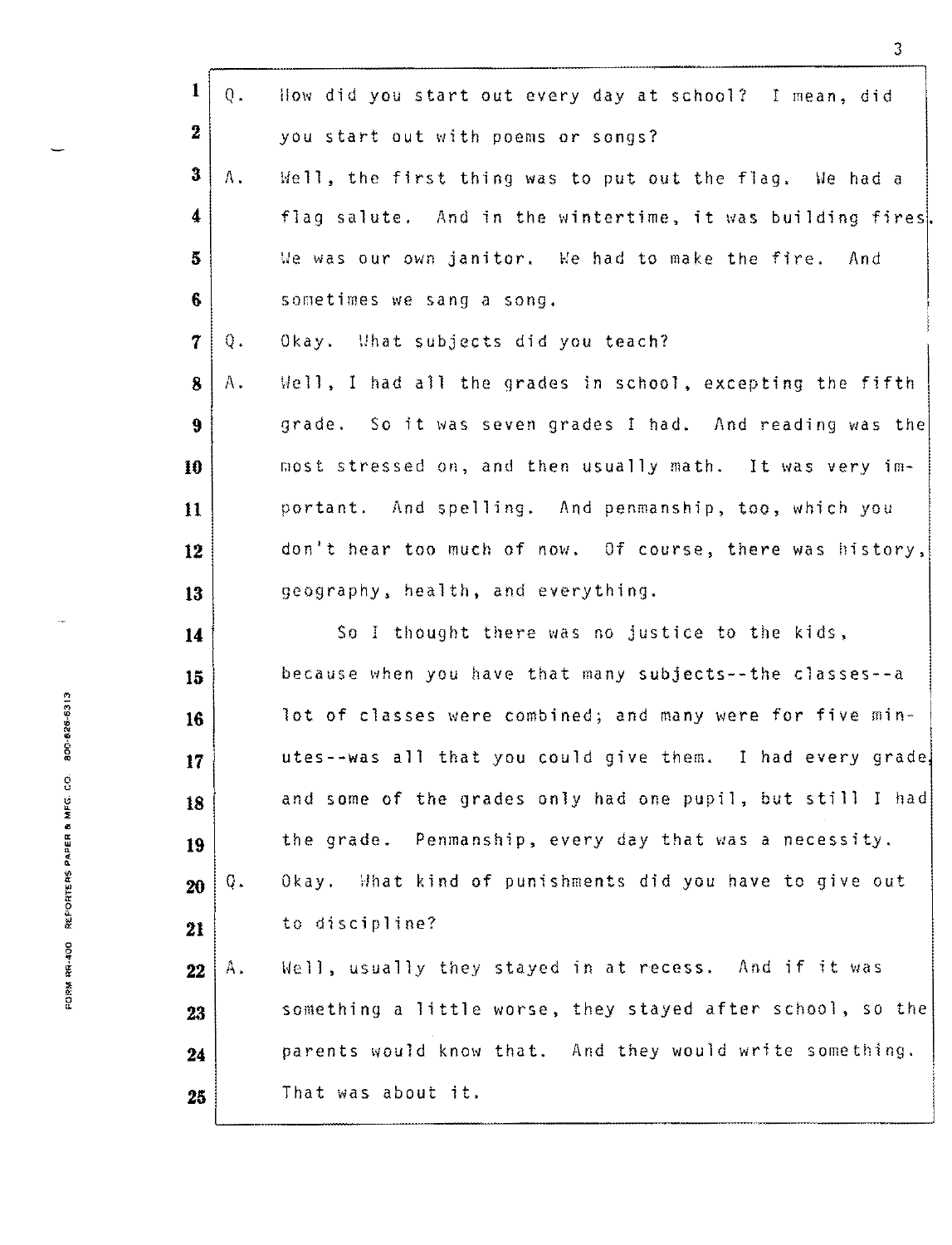Q. How did you start out every day at school? I mean, did you start out with poems or songs?

A. Well, the first thing was to put out the flag. We had a flag salute. And in the wintertime, it was building fires. We was our own janitor. We had to make the fire. And sometimes we sang a song.

Q. Okay. What subjects did you teach?

A. Well, I had all the grades in school, excepting the fifth grade. So it was seven grades I had. And reading was the most stressed on, and then usually math. It was very important. And spelling. And penmanship, too, which you don't hear too much of now. Of course, there was history, geography, health, and everything.

So I thought there was no justice to the kids, because when you have that many subjects--the classes--a lot of classes were combined; and many were for five minutes--was all that you could give them. I had every grade, and some of the grades only had one pupil, but still I had the grade. Penmanship, every day that was a necessity.

Q. Okay. What kind of punishments did you have to give out to discipline?

A. Well, usually they stayed in at recess. And if it was something a little worse, they stayed after school, so the parents would know that. And they would write something. That was about it.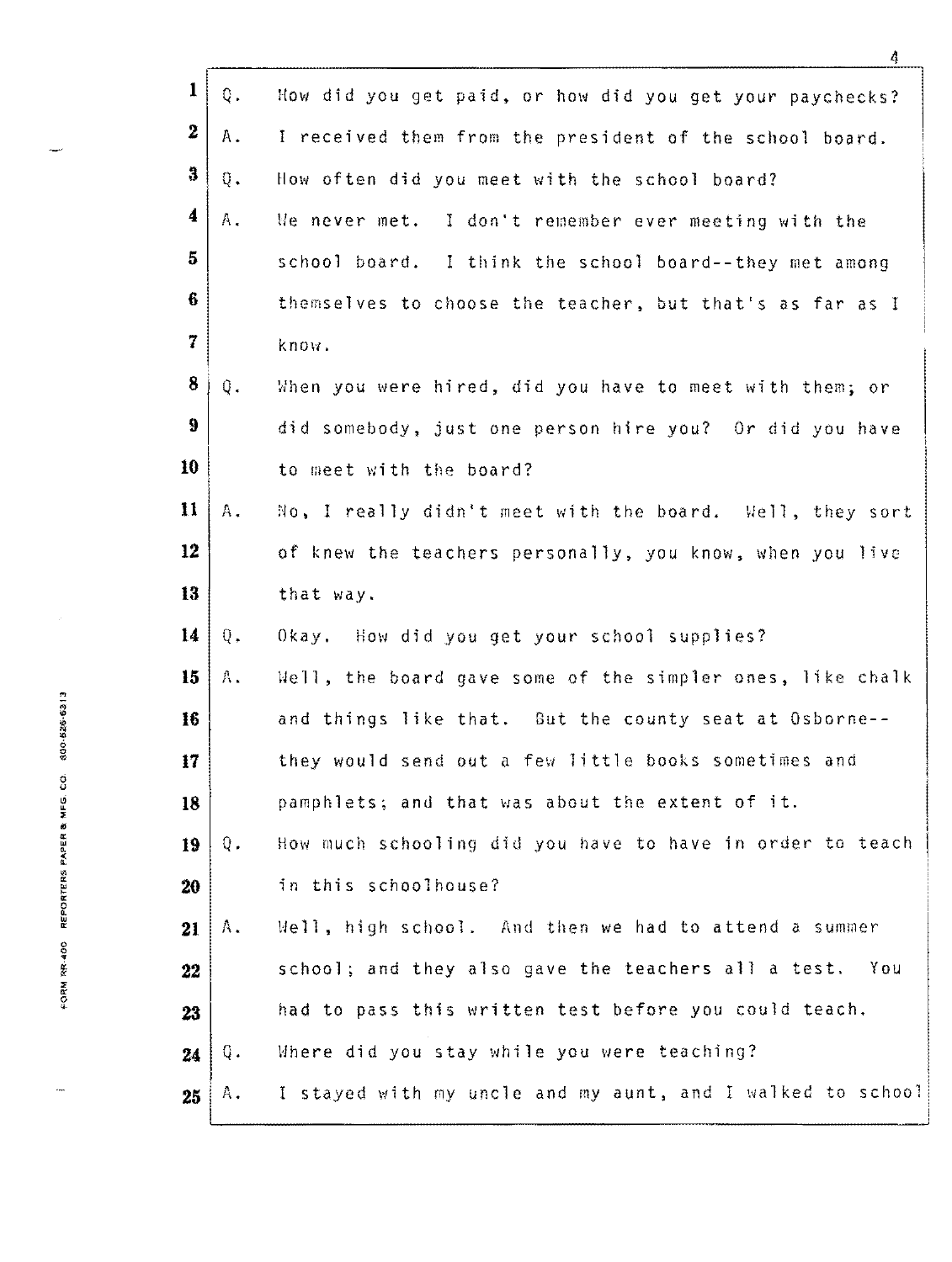Q. How did you get paid, or how did you get your paychecks?

A. I received them from the president of the school board.

Q. How often did you meet with the school board?

A. We never met. I don't remember ever meeting with the school board. I think the school board--they met among themselves to choose the teacher, but that's as far as I know.

Q. When you were hired, did you have to meet with them; or did somebody, just one person hire you? Or did you have to meet with the board?

A. No, I really didn't meet with the board. Well, they sort of knew the teachers personally, you know, when you live that way.

Q. Okay. How did you get your school supplies?

A. Well, the board gave some of the simpler ones, like chalk and things like that. But the county seat at Osborne--they would send out a few little books sometimes and pamphlets; and that was about the extent of it.

Q. How much schooling did you have to have in order to teach in this schoolhouse?

A. Well, high school. And then we had to attend a summer school; and they also gave the teachers all a test. You had to pass this written test before you could teach.

Q. Where did you stay while you were teaching?

A. I stayed with my uncle and my aunt, and I walked to school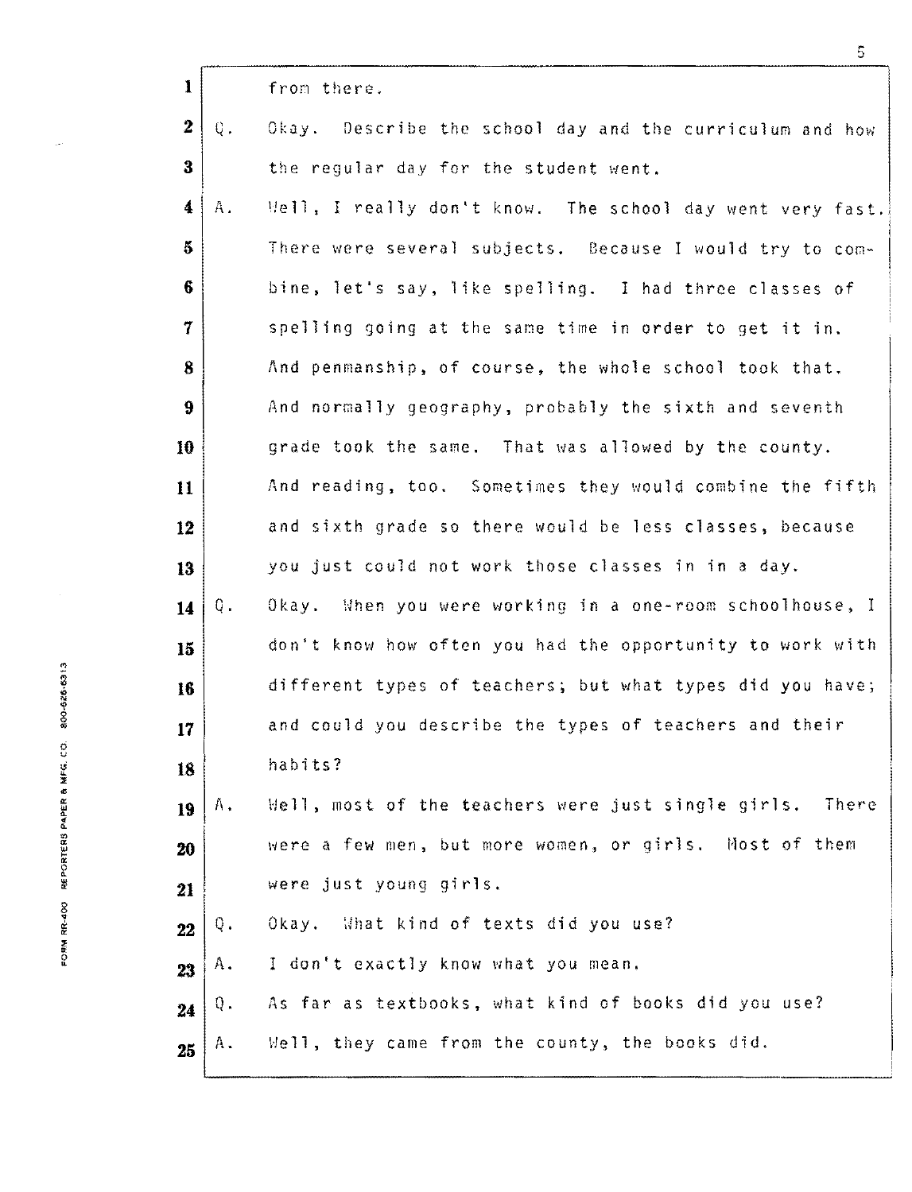from there.

Q. Okay. Describe the school day and the curriculum and how the regular day for the student went.

A. Well, I really don't know. The school day went very fast. There were several subjects. Because I would try to combine, let's say, like spelling. I had three classes of spelling going at the same time in order to get it in. And penmanship, of course, the whole school took that. And normally geography, probably the sixth and seventh grade took the same. That was allowed by the county. And reading, too. Sometimes they would combine the fifth and sixth grade so there would be less classes, because you just could not work those classes in in a day.

Q. Okay. When you were working in a one-room schoolhouse, I don't know how often you had the opportunity to work with different types of teachers; but what types did you have; and could you describe the types of teachers and their habits?

A. Well, most of the teachers were just single girls. There were a few men, but more women, or girls. Most of them were just young girls.

Q. Okay. What kind of texts did you use?

A. I don't exactly know what you mean.

Q. As far as textbooks, what kind of books did you use?

A. Well, they came from the county, the books did.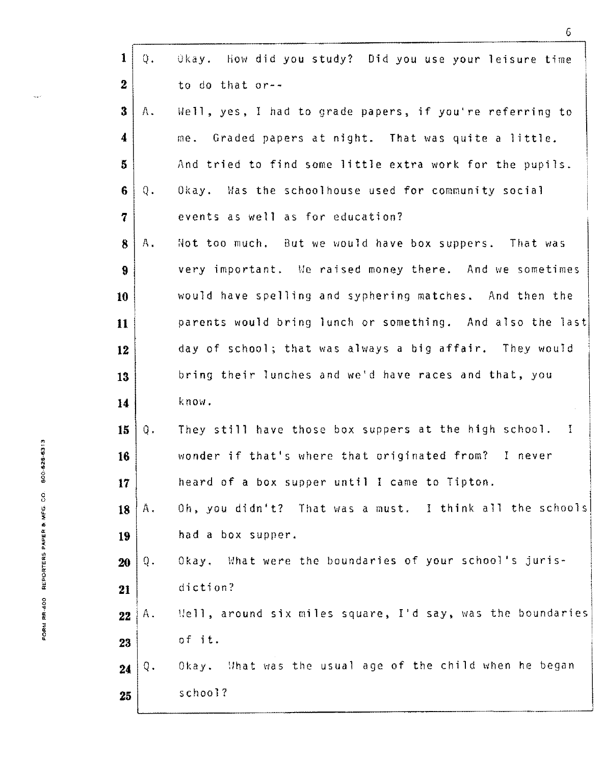Q. Okay. How did you study? Did you use your leisure time to do that or--

A. Well, yes, I had to grade papers, if you're referring to me. Graded papers at night. That was quite a little. And tried to find some little extra work for the pupils.

Q. Okay. Was the schoolhouse used for community social events as well as for education?

A. Not too much. But we would have box suppers. That was very important. We raised money there. And we sometimes would have spelling and syphering matches. And then the parents would bring lunch or something. And also the last day of school; that was always a big affair. They would bring their lunches and we'd have races and that, you know.

Q. They still have those box suppers at the high school. I wonder if that's where that originated from? I never heard of a box supper until I came to Tipton.

A. Oh, you didn't? That was a must. I think all the schools had a box supper.

Q. Okay. What were the boundaries of your school's jurisdiction?

A. Well, around six miles square, I'd say, was the boundaries of it.

Q. Okay. What was the usual age of the child when he began school?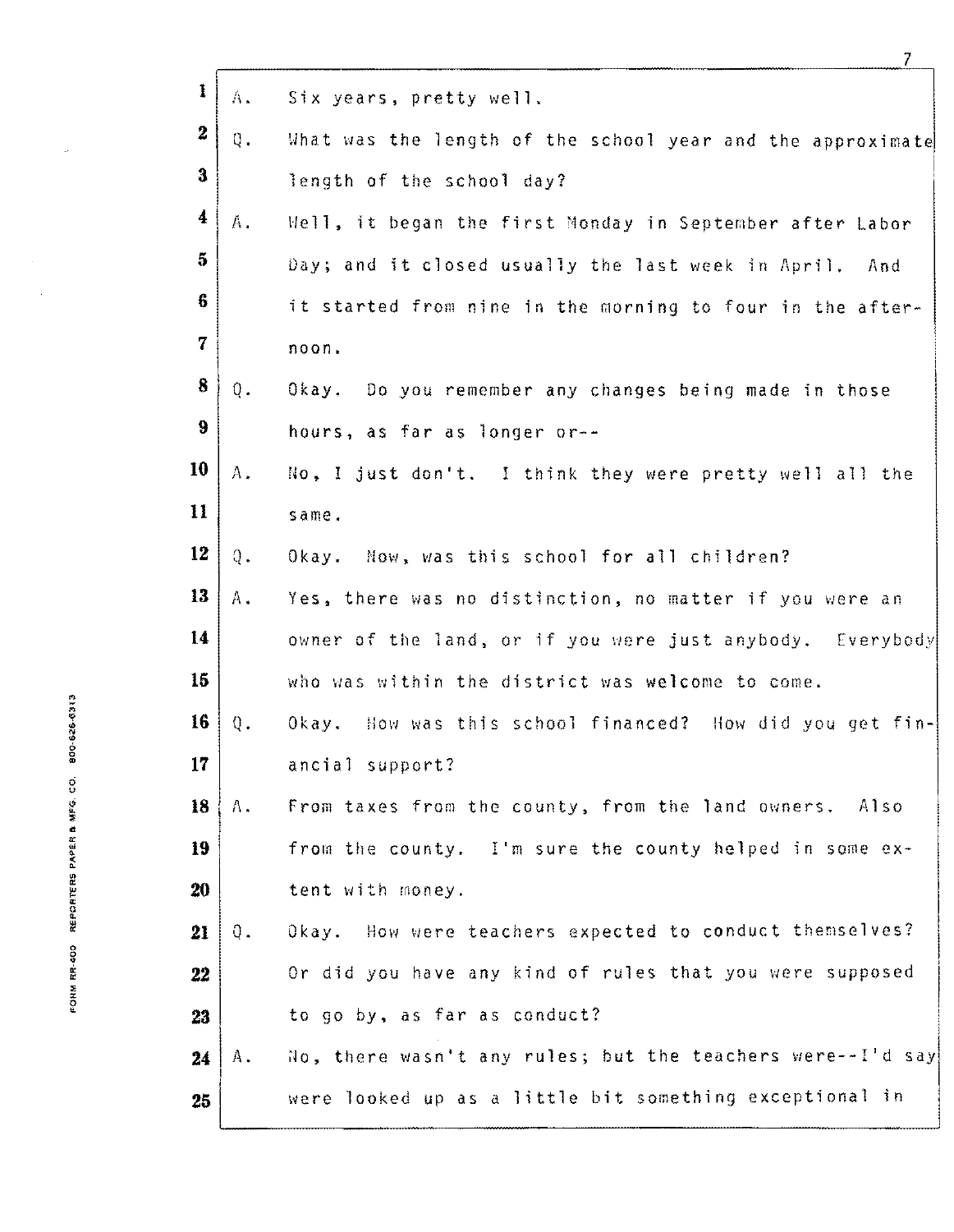A. Six years, pretty well.

Q. What was the length of the school year and the approximate length of the school day?

A. Well, it began the first Monday in September after Labor Day; and it closed usually the last week in April. And it started from nine in the morning to four in the afternoon.

Q. Okay. Do you remember any changes being made in those hours, as far as longer or--

A. No, I just don't. I think they were pretty well all the same.

Q. Okay. Now, was this school for all children?

A. Yes, there was no distinction, no matter if you were an owner of the land, or if you were just anybody. Everybody who was within the district was welcome to come.

Q. Okay. How was this school financed? How did you get financial support?

A. From taxes from the county, from the land owners. Also from the county. I'm sure the county helped in some extent with money.

Q. Okay. How were teachers expected to conduct themselves? Or did you have any kind of rules that you were supposed to go by, as far as conduct?

A. No, there wasn't any rules; but the teachers were--I'd say were looked up as a little bit something exceptional in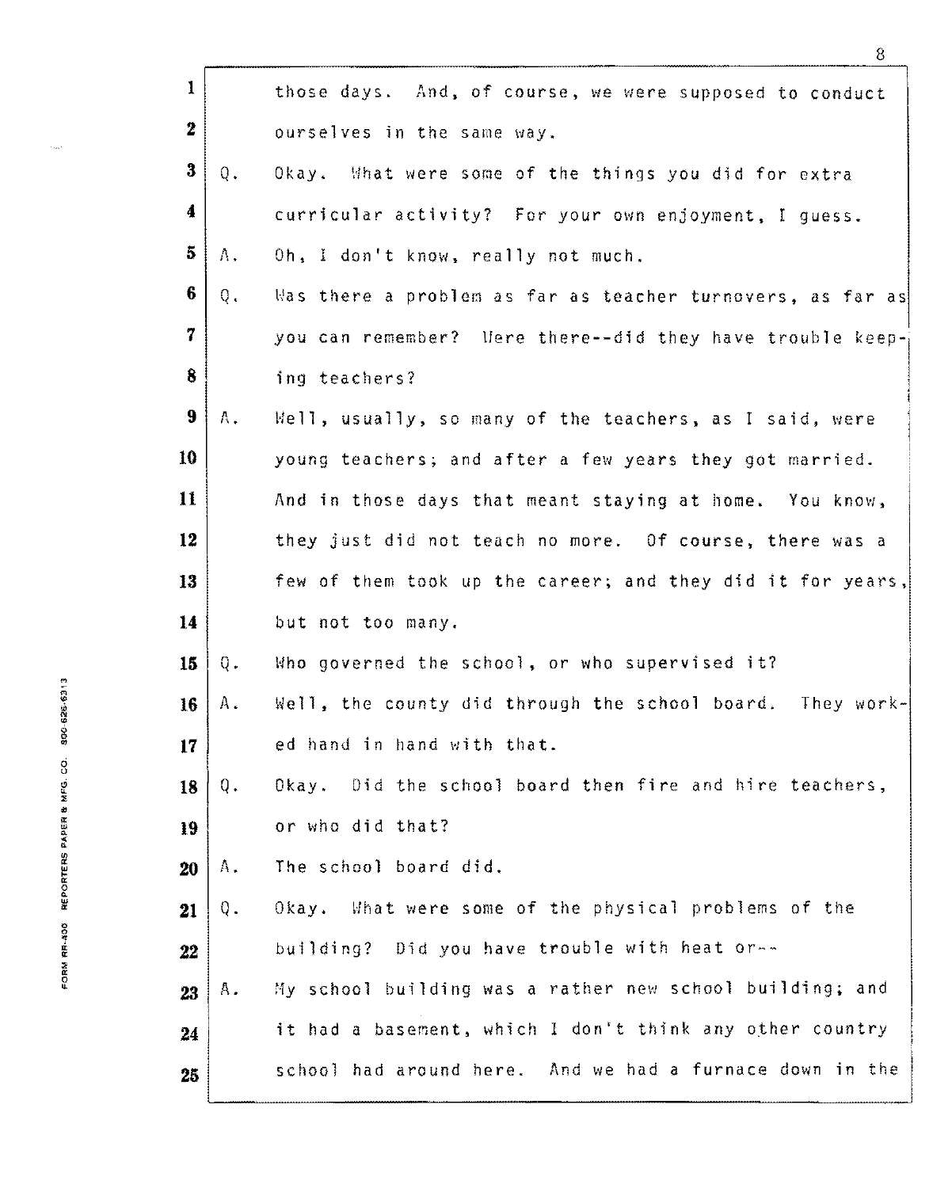those days. And, of course, we were supposed to conduct ourselves in the same way.

Q. Okay. What were some of the things you did for extra curricular activity? For your own enjoyment, I guess.

A. Oh, I don't know, really not much.

Q. Was there a problem as far as teacher turnovers, as far as you can remember? Were there--did they have trouble keeping teachers?

A. Well, usually, so many of the teachers, as I said, were young teachers; and after a few years they got married. And in those days that meant staying at home. You know, they just did not teach no more. Of course, there was a few of them took up the career; and they did it for years, but not too many.

Q. Who governed the school, or who supervised it?

A. Well, the county did through the school board. They worked hand in hand with that.

Q. Okay. Did the school board then fire and hire teachers, or who did that?

A. The school board did.

Q. Okay. What were some of the physical problems of the building? Did you have trouble with heat or--

A. My school building was a rather new school building; and it had a basement, which I don't think any other country school had around here. And we had a furnace down in the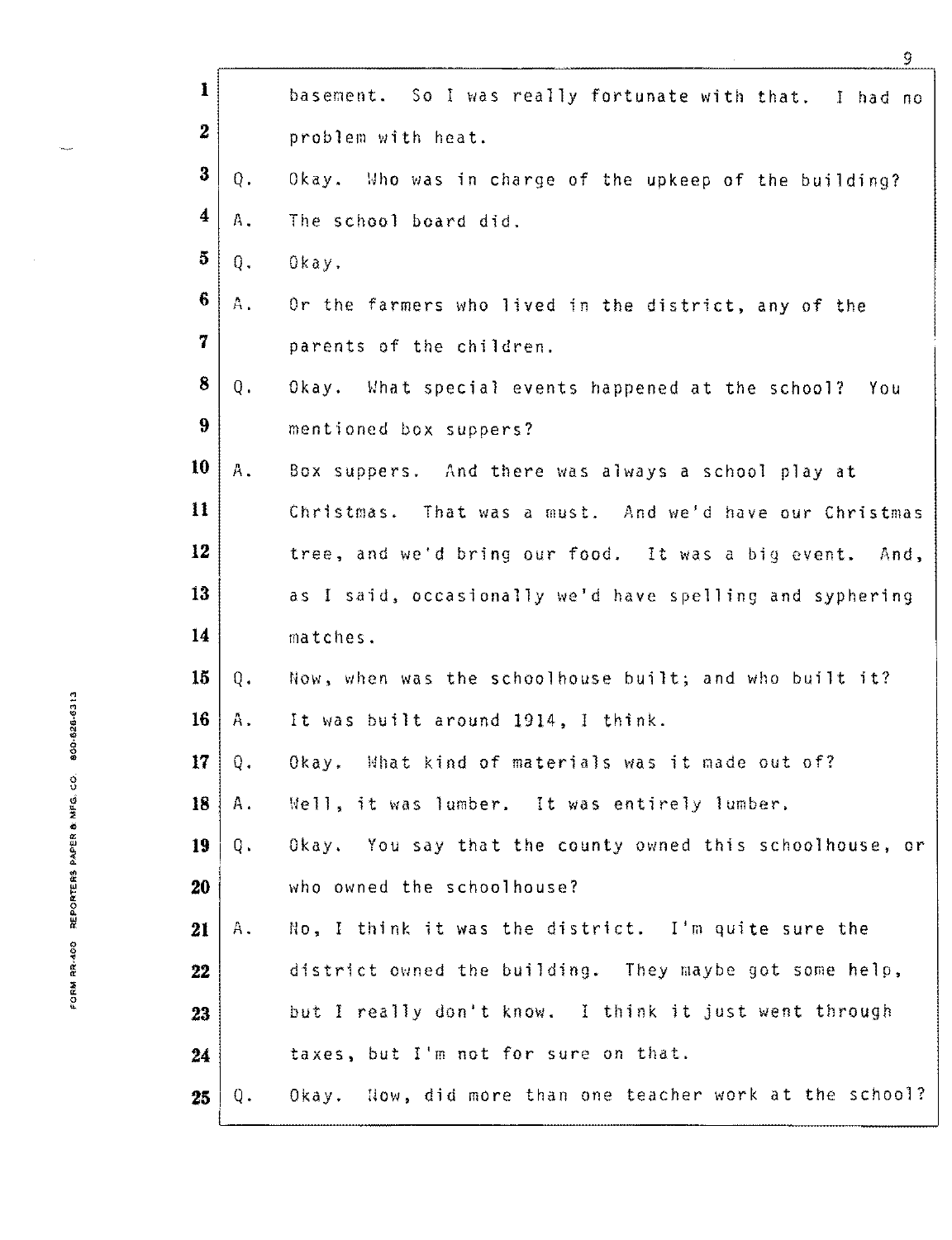basement. So I was really fortunate with that. I had no problem with heat.

Q. Okay. Who was in charge of the upkeep of the building?

A. The school board did.

Q. Okay.

A. Or the farmers who lived in the district, any of the parents of the children.

Q. Okay. What special events happened at the school? You mentioned box suppers?

A. Box suppers. And there was always a school play at Christmas. That was a must. And we'd have our Christmas tree, and we'd bring our food. It was a big event. And, as I said, occasionally we'd have spelling and syphering matches.

Q. Now, when was the schoolhouse built; and who built it?

A. It was built around 1914, I think.

Q. Okay. What kind of materials was it made out of?

A. Well, it was lumber. It was entirely lumber.

Q. Okay. You say that the county owned this schoolhouse, or who owned the schoolhouse?

A. No, I think it was the district. I'm quite sure the district owned the building. They maybe got some help, but I really don't know. I think it just went through taxes, but I'm not for sure on that.

Q. Okay. Now, did more than one teacher work at the school?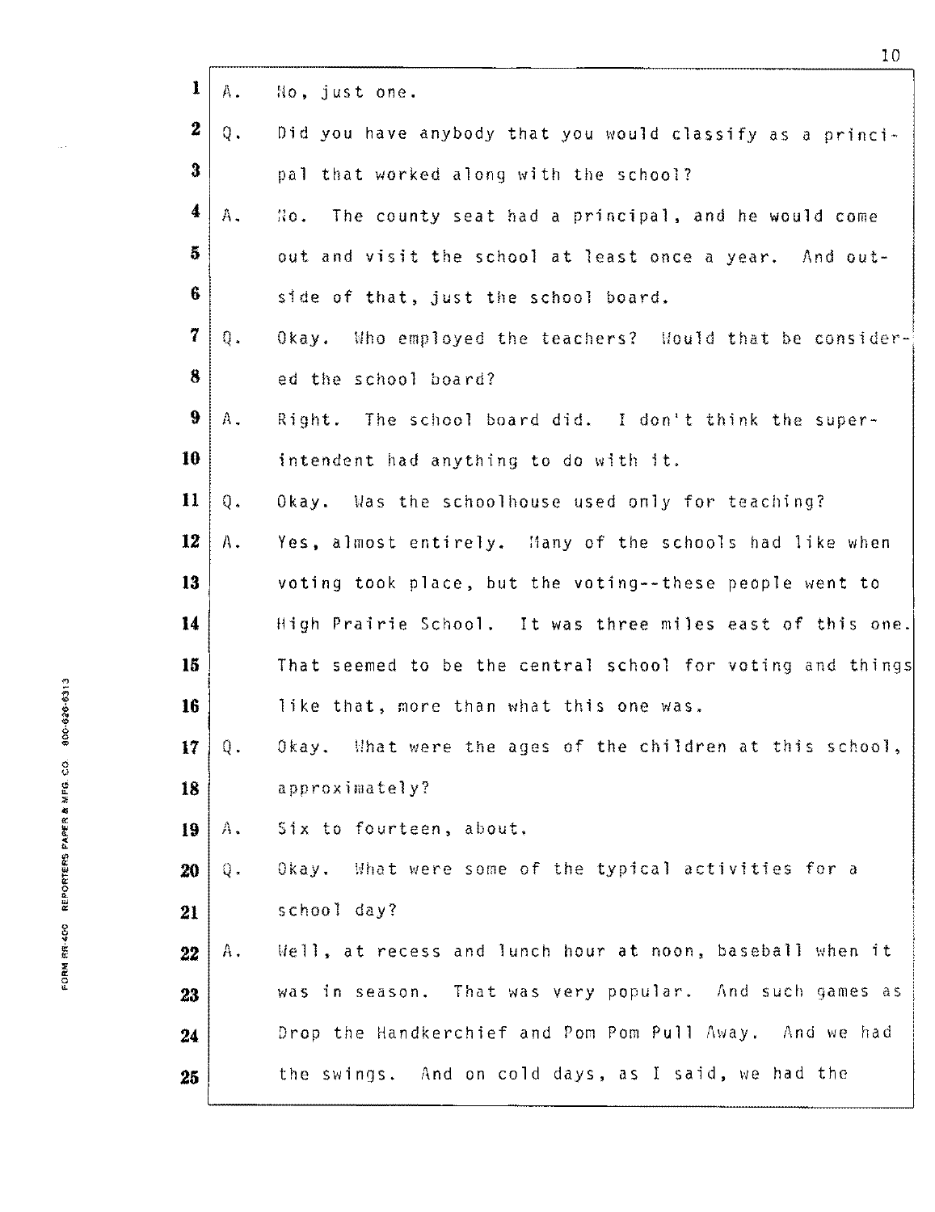A. No, just one.

Q. Did you have anybody that you would classify as a principal that worked along with the school?

A. No. The county seat had a principal, and he would come out and visit the school at least once a year. And outside of that, just the school board.

Q. Okay. Who employed the teachers? Would that be considered the school board?

A. Right. The school board did. I don't think the superintendent had anything to do with it.

Q. Okay. Was the schoolhouse used only for teaching?

A. Yes, almost entirely. Many of the schools had like when voting took place, but the voting--these people went to High Prairie School. It was three miles east of this one. That seemed to be the central school for voting and things like that, more than what this one was.

Q. Okay. What were the ages of the children at this school, approximately?

A. Six to fourteen, about.

Q. Okay. What were some of the typical activities for a school day?

A. Well, at recess and lunch hour at noon, baseball when it was in season. That was very popular. And such games as Drop the Handkerchief and Pom Pom Pull Away. And we had the swings. And on cold days, as I said, we had the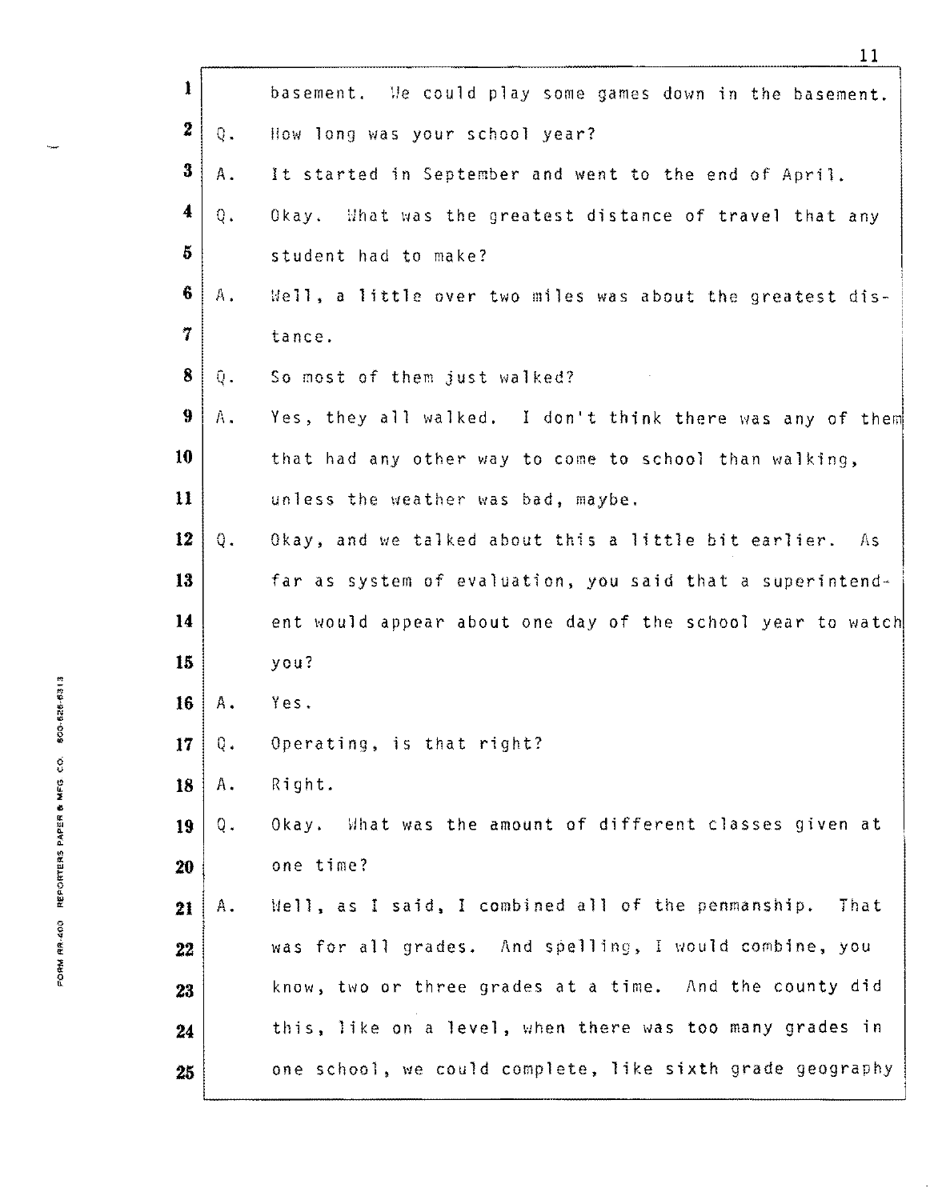basement. We could play some games down in the basement.

Q. How long was your school year?

A. It started in September and went to the end of April.

Q. Okay. What was the greatest distance of travel that any student had to make?

A. Well, a little over two miles was about the greatest distance.

Q. So most of them just walked?

A. Yes, they all walked. I don't think there was any of them that had any other way to come to school than walking, unless the weather was bad, maybe.

Q. Okay, and we talked about this a little bit earlier. As far as system of evaluation, you said that a superintendent would appear about one day of the school year to watch you?

A. Yes.

Q. Operating, is that right?

A. Right.

Q. Okay. What was the amount of different classes given at one time?

A. Well, as I said, I combined all of the penmanship. That was for all grades. And spelling, I would combine, you know, two or three grades at a time. And the county did this, like on a level, when there was too many grades in one school, we could complete, like sixth grade geography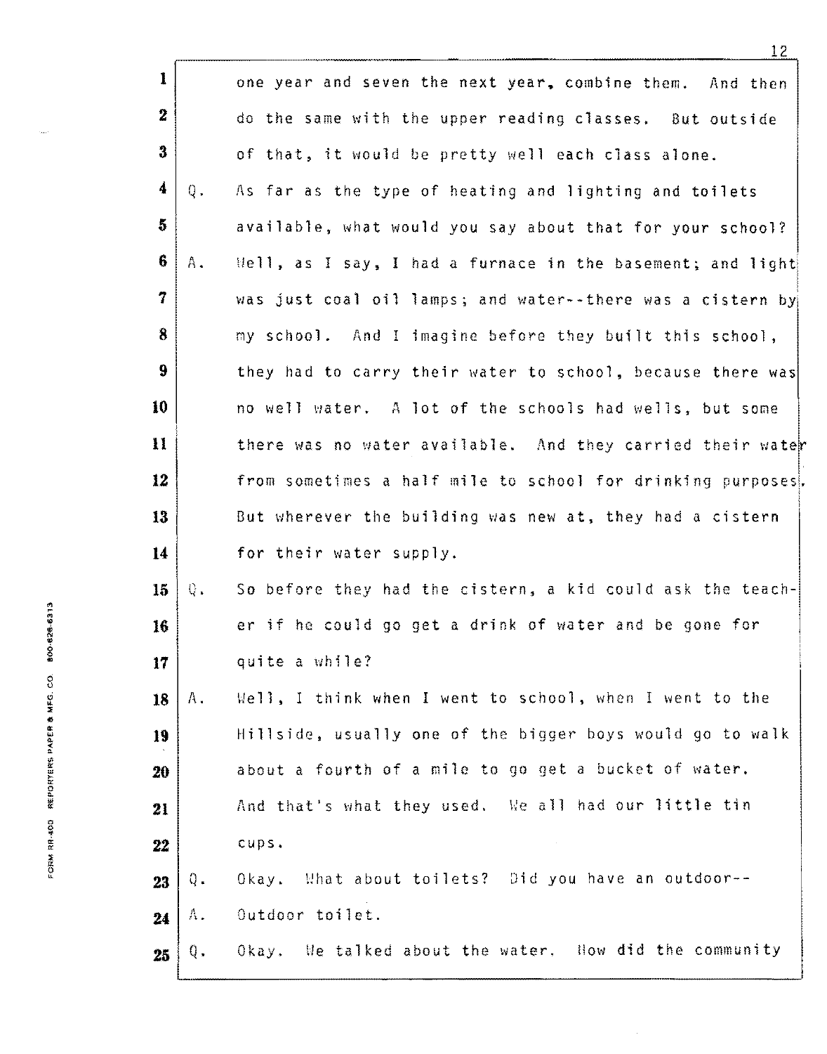one year and seven the next year, combine them. And then do the same with the upper reading classes. But outside of that, it would be pretty well each class alone.

Q. As far as the type of heating and lighting and toilets available, what would you say about that for your school?

A. Well, as I say, I had a furnace in the basement; and light was just coal oil lamps; and water--there was a cistern by my school. And I imagine before they built this school, they had to carry their water to school, because there was no well water. A lot of the schools had wells, but some there was no water available. And they carried their water from sometimes a half mile to school for drinking purposes. But wherever the building was new at, they had a cistern for their water supply.

Q. So before they had the cistern, a kid could ask the teacher if he could go get a drink of water and be gone for quite a while?

A. Well, I think when I went to school, when I went to the Hillside, usually one of the bigger boys would go to walk about a fourth of a mile to go get a bucket of water. And that's what they used. We all had our little tin cups.

Q. Okay. What about toilets? Did you have an outdoor--

A. Outdoor toilet.

Q. Okay. We talked about the water. How did the community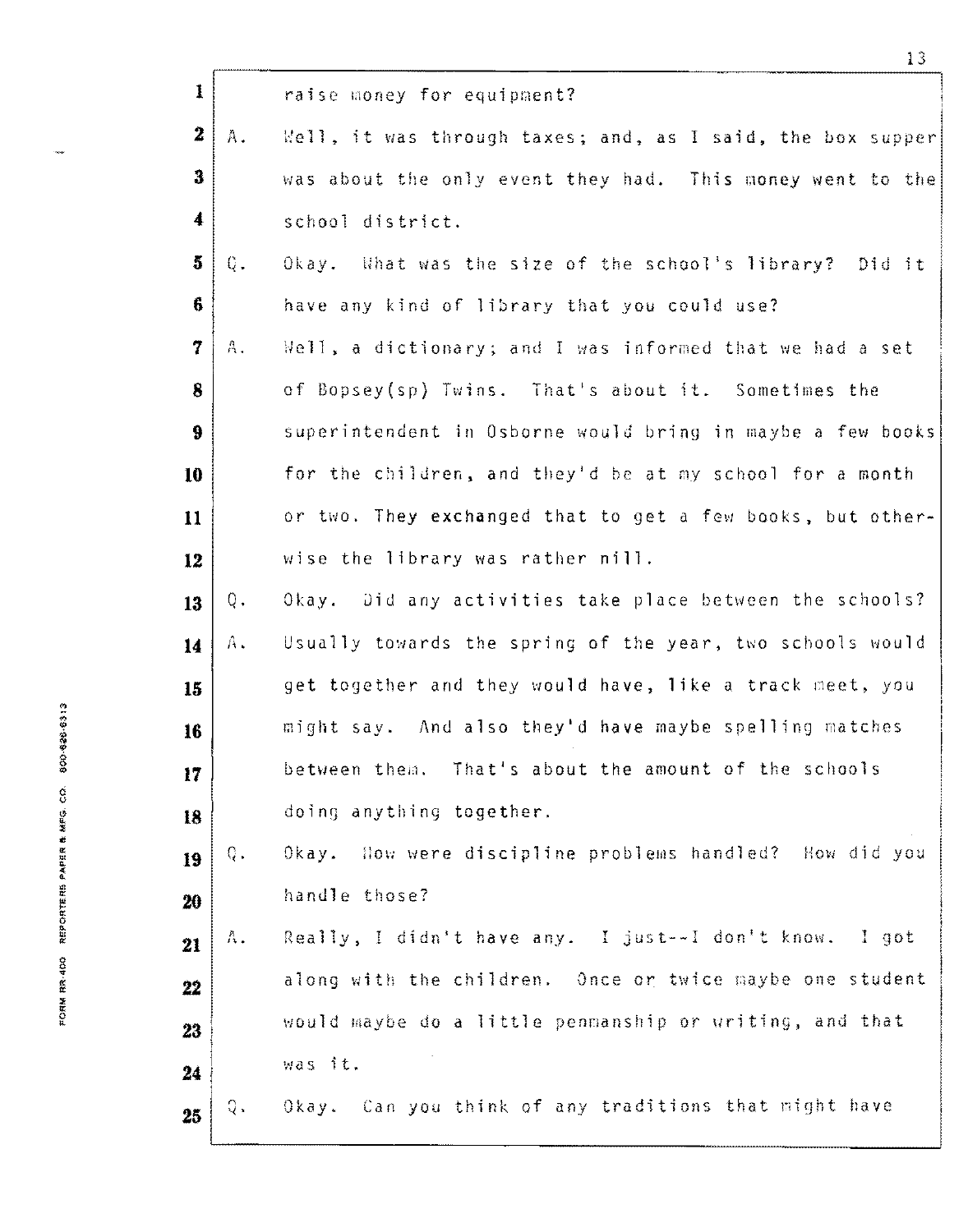raise money for equipment?

A. Well, it was through taxes; and, as I said, the box supper was about the only event they had. This money went to the school district.

Q. Okay. What was the size of the school's library? Did it have any kind of library that you could use?

A. Well, a dictionary; and I was informed that we had a set of Bopsey(sp) Twins. That's about it. Sometimes the superintendent in Osborne would bring in maybe a few books for the children, and they'd be at my school for a month or two. They exchanged that to get a few books, but otherwise the library was rather nill.

Q. Okay. Did any activities take place between the schools?

A. Usually towards the spring of the year, two schools would get together and they would have, like a track meet, you might say. And also they'd have maybe spelling matches between them. That's about the amount of the schools doing anything together.

Q. Okay. How were discipline problems handled? How did you handle those?

A. Really, I didn't have any. I just--I don't know. I got along with the children. Once or twice maybe one student would maybe do a little penmanship or writing, and that was it.

Q. Okay. Can you think of any traditions that might have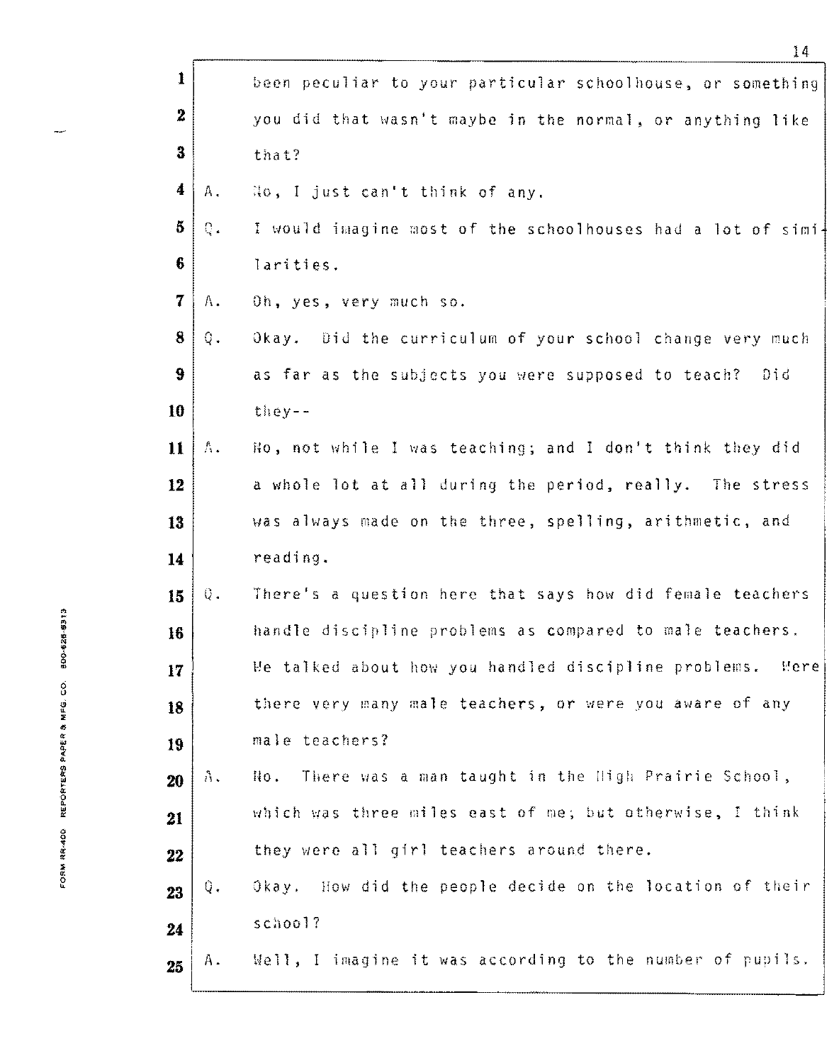been peculiar to your particular schoolhouse, or something you did that wasn't maybe in the normal, or anything like that?

A. No, I just can't think of any.

Q. I would imagine most of the schoolhouses had a lot of similarities.

A. Oh, yes, very much so.

Q. Okay. Did the curriculum of your school change very much as far as the subjects you were supposed to teach? Did they--

A. No, not while I was teaching; and I don't think they did a whole lot at all during the period, really. The stress was always made on the three, spelling, arithmetic, and reading.

Q. There's a question here that says how did female teachers handle discipline problems as compared to male teachers. We talked about how you handled discipline problems. Were there very many male teachers, or were you aware of any male teachers?

A. No. There was a man taught in the High Prairie School, which was three miles east of me; but otherwise, I think they were all girl teachers around there.

Q. Okay. How did the people decide on the location of their school?

A. Well, I imagine it was according to the number of pupils.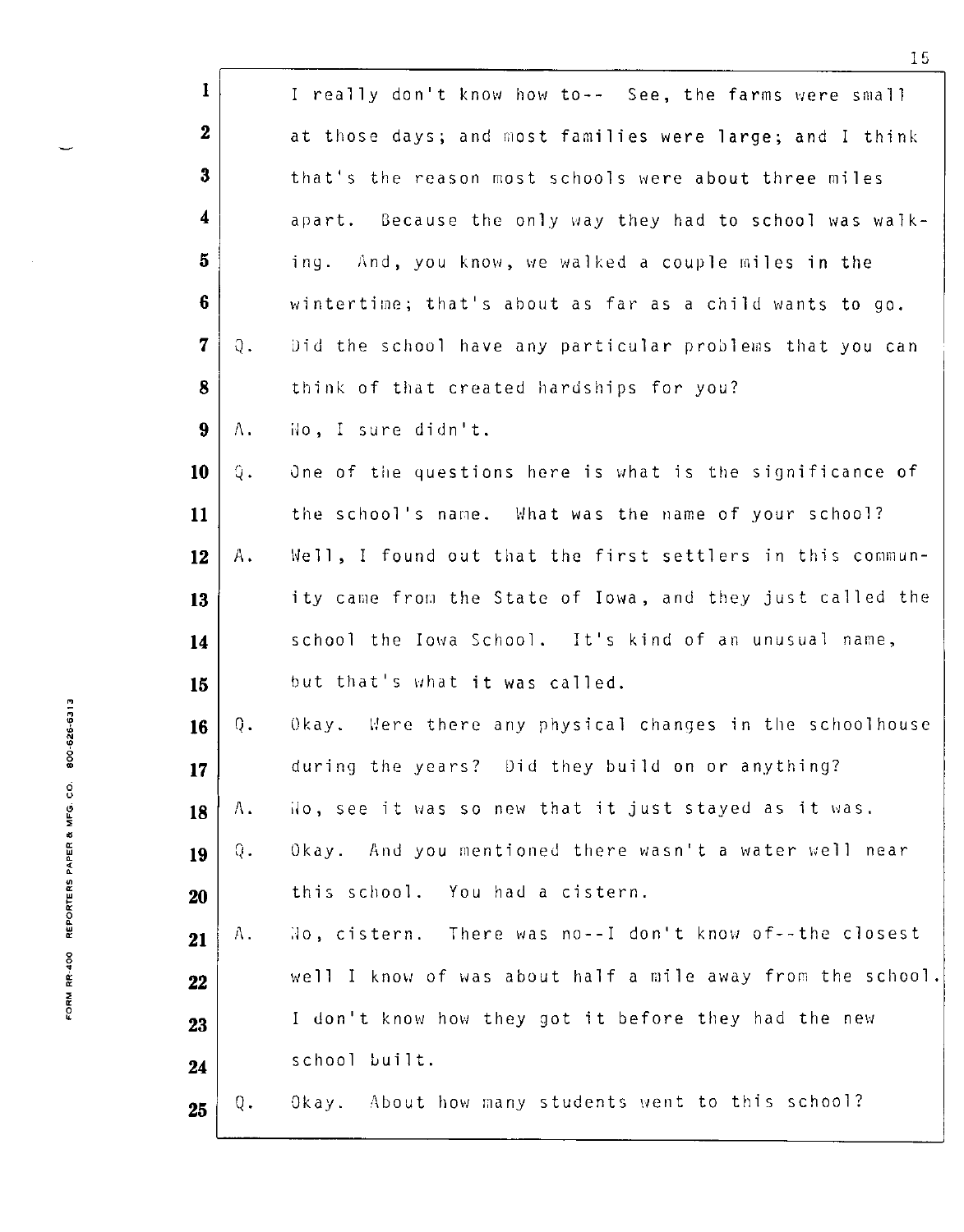I really don't know how to-- See, the farms were small at those days; and most families were large; and I think that's the reason most schools were about three miles apart. Because the only way they had to school was walking. And, you know, we walked a couple miles in the wintertime; that's about as far as a child wants to go.

Q. Did the school have any particular problems that you can think of that created hardships for you?

A. No, I sure didn't.

Q. One of the questions here is what is the significance of the school's name. What was the name of your school?

A. Well, I found out that the first settlers in this community came from the State of Iowa, and they just called the school the Iowa School. It's kind of an unusual name, but that's what it was called.

Q. Okay. Were there any physical changes in the schoolhouse during the years? Did they build on or anything?

A. No, see it was so new that it just stayed as it was.

Q. Okay. And you mentioned there wasn't a water well near this school. You had a cistern.

A. No, cistern. There was no--I don't know of--the closest well I know of was about half a mile away from the school. I don't know how they got it before they had the new school built.

Q. Okay. About how many students went to this school?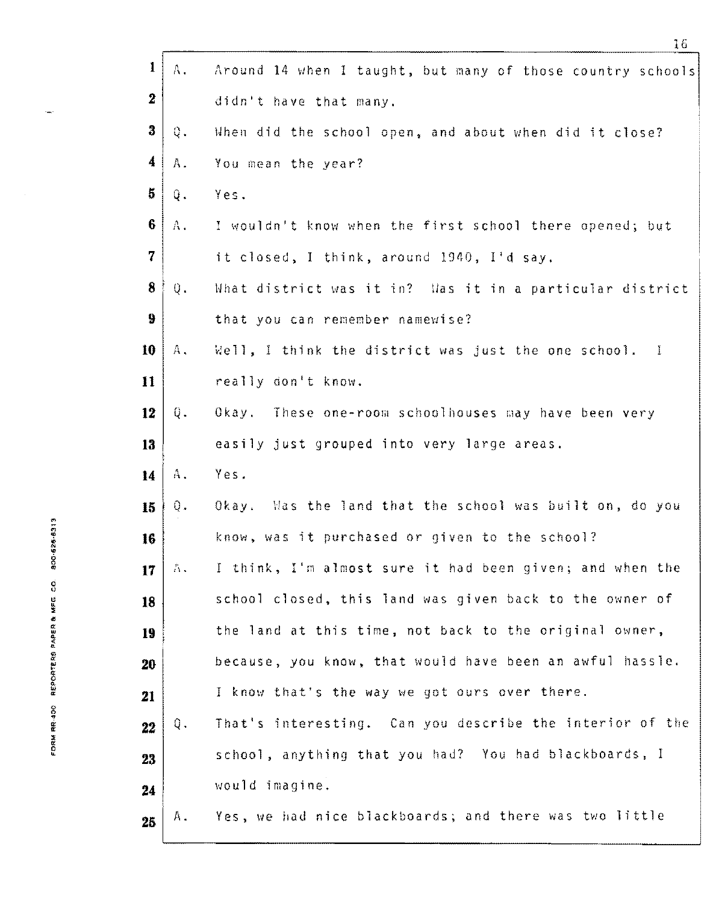A. Around 14 when I taught, but many of those country schools didn't have that many.

Q. When did the school open, and about when did it close?

A. You mean the year?

Q. Yes.

A. I wouldn't know when the first school there opened; but it closed, I think, around 1940, I'd say.

Q. What district was it in? Was it in a particular district that you can remember namewise?

A. Well, I think the district was just the one school. I really don't know.

Q. Okay. These one-room schoolhouses may have been very easily just grouped into very large areas.

A. Yes.

Q. Okay. Was the land that the school was built on, do you know, was it purchased or given to the school?

A. I think, I'm almost sure it had been given; and when the school closed, this land was given back to the owner of the land at this time, not back to the original owner, because, you know, that would have been an awful hassle. I know that's the way we got ours over there.

Q. That's interesting. Can you describe the interior of the school, anything that you had? You had blackboards, I would imagine.

A. Yes, we had nice blackboards; and there was two little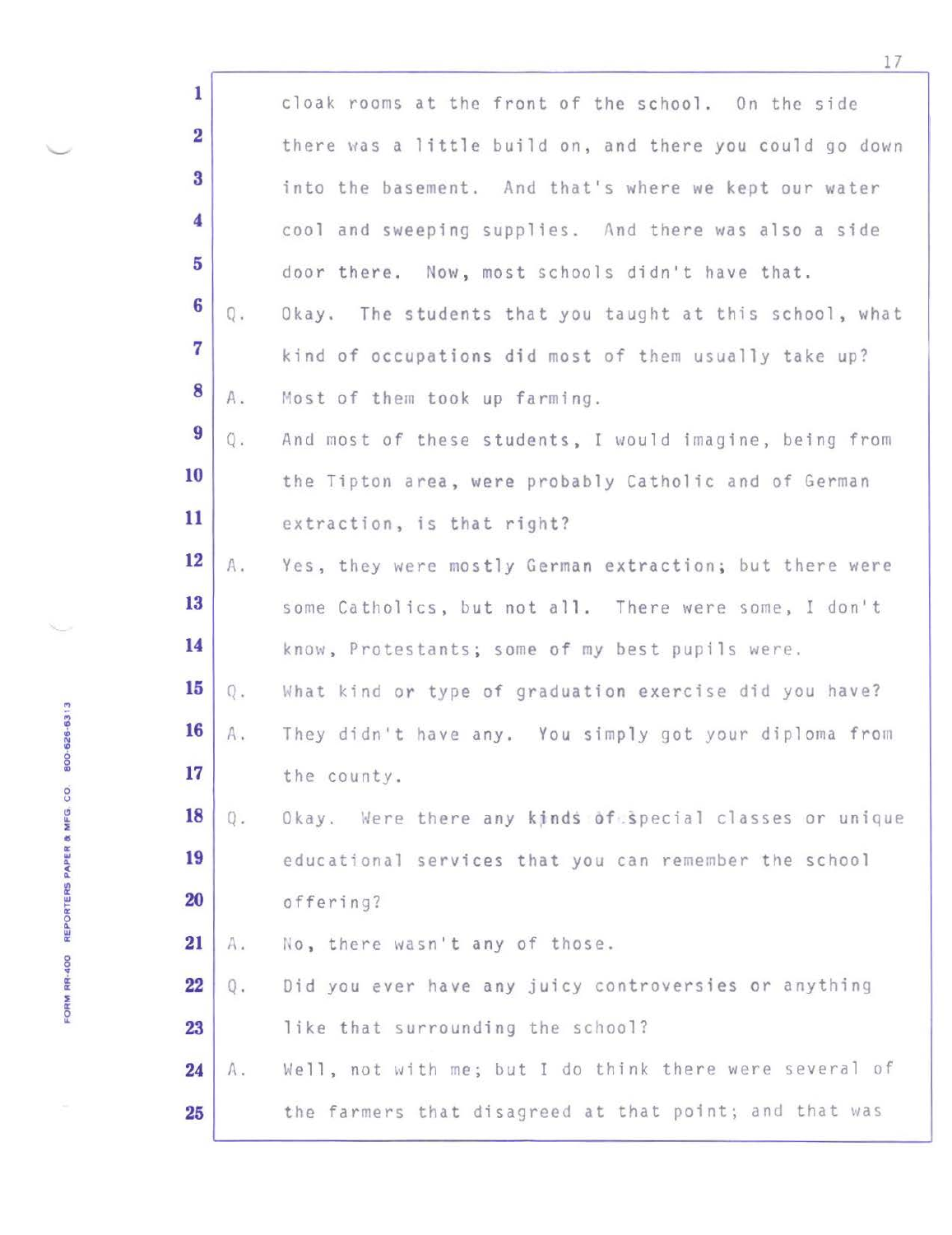cloak rooms at the front of the school. On the side there was a little build on, and there you could go down into the basement. And that's where we kept our water cool and sweeping supplies. And there was also a side door there. Now, most schools didn't have that.

Q. Okay. The students that you taught at this school, what kind of occupations did most of them usually take up?

A. Most of them took up farming.

Q. And most of these students, I would imagine, being from the Tipton area, were probably Catholic and of German extraction, is that right?

A. Yes, they were mostly German extraction; but there were some Catholics, but not all. There were some, I don't know, Protestants; some of my best pupils were.

Q. What kind or type of graduation exercise did you have?

A. They didn't have any. You simply got your diploma from the county.

Q. Okay. Were there any kinds of special classes or unique educational services that you can remember the school offering?

A. No, there wasn't any of those.

Q. Did you ever have any juicy controversies or anything like that surrounding the school?

A. Well, not with me; but I do think there were several of the farmers that disagreed at that point; and that was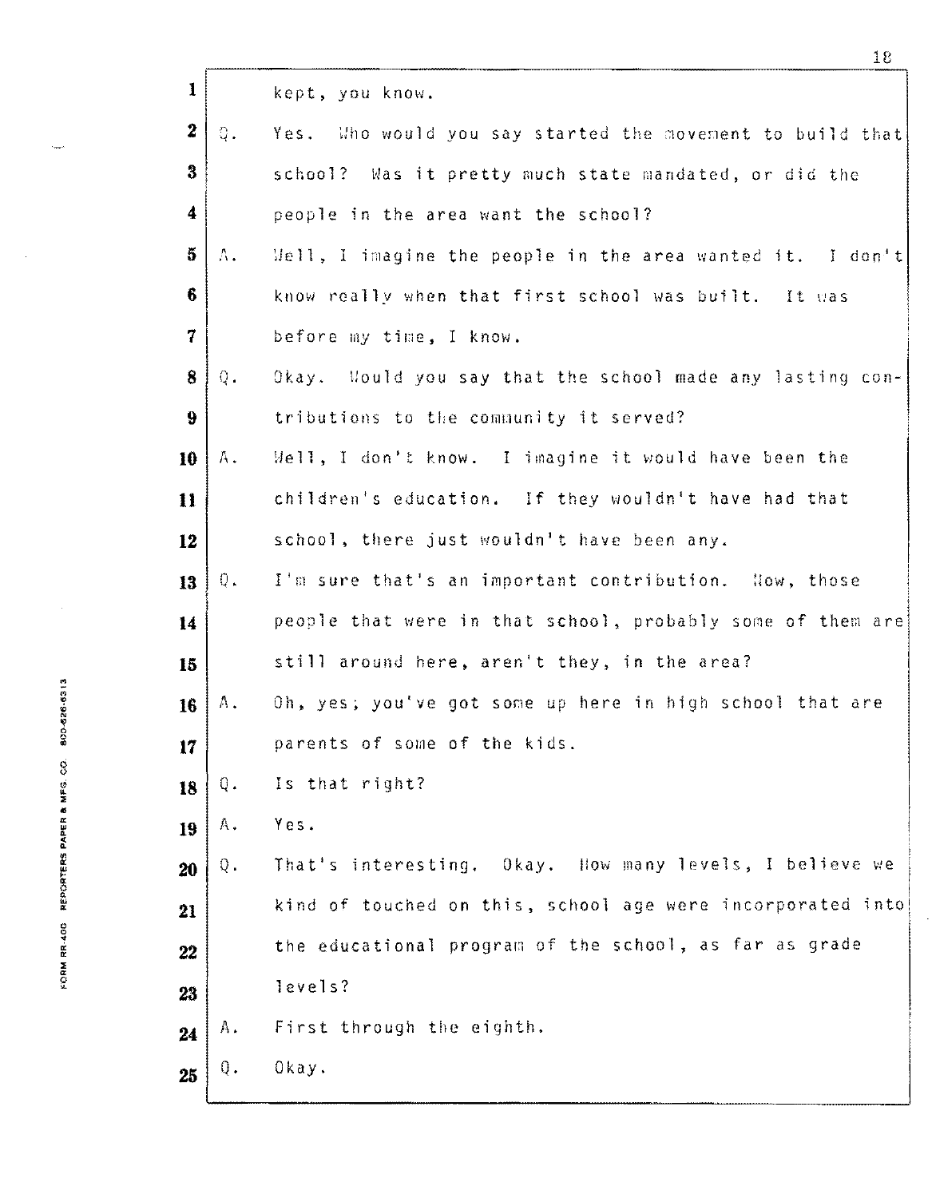kept, you know.

Q. Yes. Who would you say started the movement to build that school? Was it pretty much state mandated, or did the people in the area want the school?

A. Well, I imagine the people in the area wanted it. I don't know really when that first school was built. It was before my time, I know.

Q. Okay. Would you say that the school made any lasting contributions to the community it served?

A. Well, I don't know. I imagine it would have been the children's education. If they wouldn't have had that school, there just wouldn't have been any.

Q. I'm sure that's an important contribution. Now, those people that were in that school, probably some of them are still around here, aren't they, in the area?

A. Oh, yes; you've got some up here in high school that are parents of some of the kids.

Q. Is that right?

A. Yes.

Q. That's interesting. Okay. How many levels, I believe we kind of touched on this, school age were incorporated into the educational program of the school, as far as grade levels?

A. First through the eighth.

Q. Okay.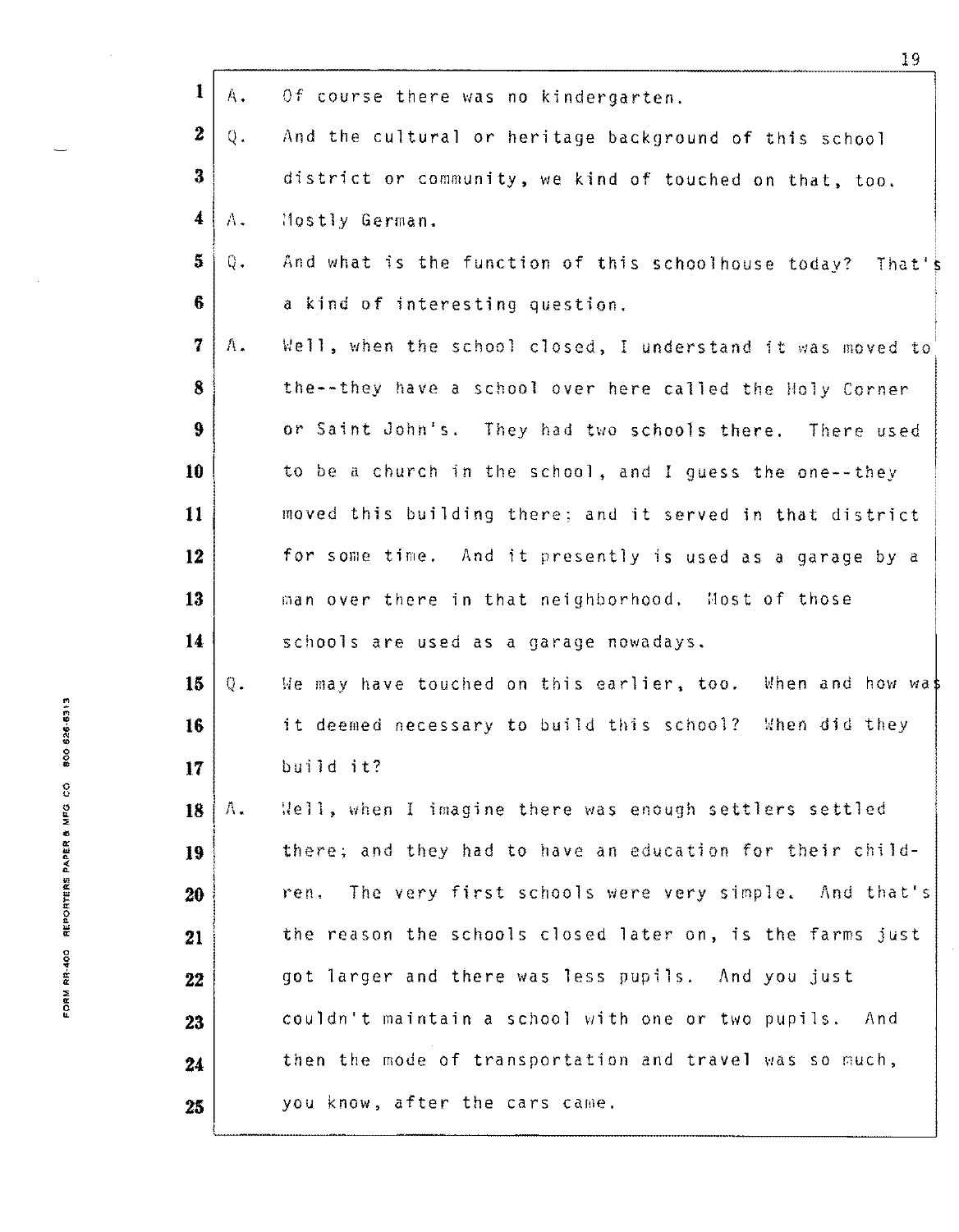A. Of course there was no kindergarten.

Q. And the cultural or heritage background of this school district or community, we kind of touched on that, too.

A. Mostly German.

Q. And what is the function of this schoolhouse today? That's a kind of interesting question.

A. Well, when the school closed, I understand it was moved to the--they have a school over here called the Holy Corner or Saint John's. They had two schools there. There used to be a church in the school, and I guess the one--they moved this building there; and it served in that district for some time. And it presently is used as a garage by a man over there in that neighborhood. Most of those schools are used as a garage nowadays.

Q. We may have touched on this earlier, too. When and how was it deemed necessary to build this school? When did they build it?

A. Well, when I imagine there was enough settlers settled there; and they had to have an education for their children. The very first schools were very simple. And that's the reason the schools closed later on, is the farms just got larger and there was less pupils. And you just couldn't maintain a school with one or two pupils. And then the mode of transportation and travel was so much, you know, after the cars came.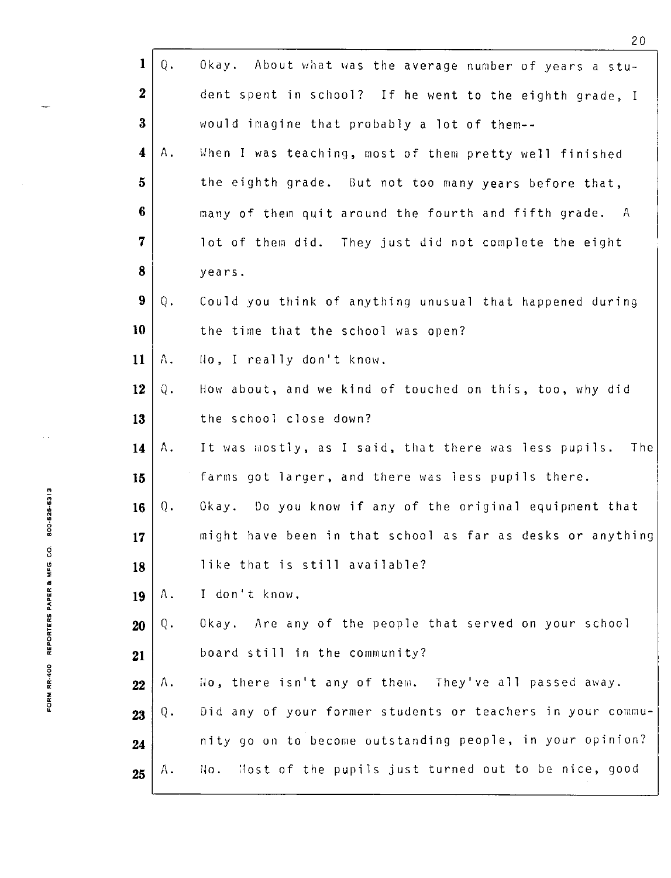Q. Okay. About what was the average number of years a student spent in school? If he went to the eighth grade, I would imagine that probably a lot of them--

A. When I was teaching, most of them pretty well finished the eighth grade. But not too many years before that, many of them quit around the fourth and fifth grade. A lot of them did. They just did not complete the eight years.

Q. Could you think of anything unusual that happened during the time that the school was open?

A. No, I really don't know.

Q. How about, and we kind of touched on this, too, why did the school close down?

A. It was mostly, as I said, that there was less pupils. The farms got larger, and there was less pupils there.

Q. Okay. Do you know if any of the original equipment that might have been in that school as far as desks or anything like that is still available?

A. I don't know.

Q. Okay. Are any of the people that served on your school board still in the community?

A. No, there isn't any of them. They've all passed away.

Q. Did any of your former students or teachers in your community go on to become outstanding people, in your opinion?

A. No. Most of the pupils just turned out to be nice, good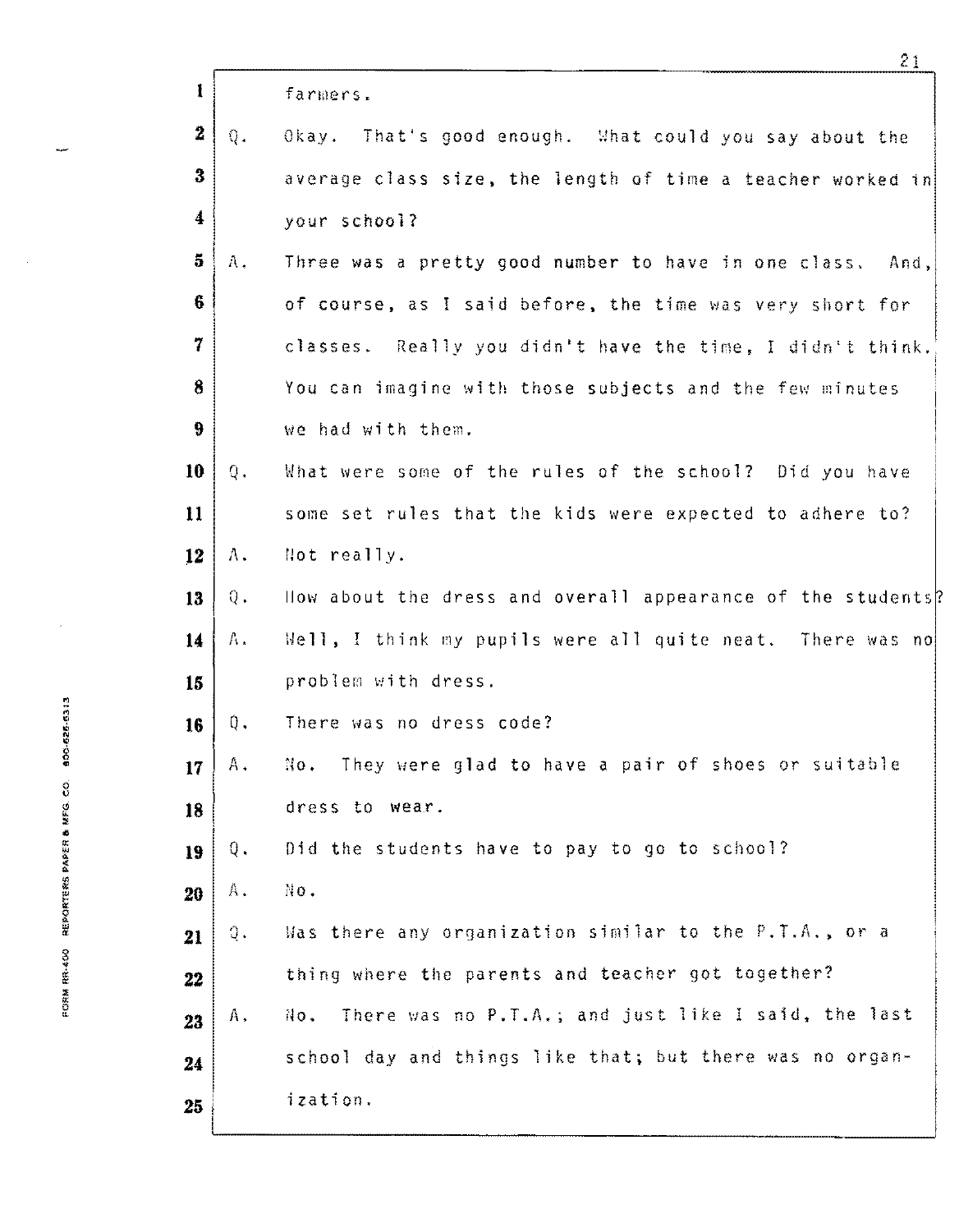farmers.

Q. Okay. That's good enough. What could you say about the average class size, the length of time a teacher worked in your school?

A. Three was a pretty good number to have in one class. And, of course, as I said before, the time was very short for classes. Really you didn't have the time, I didn't think. You can imagine with those subjects and the few minutes we had with them.

Q. What were some of the rules of the school? Did you have some set rules that the kids were expected to adhere to?

A. Not really.

Q. How about the dress and overall appearance of the students?

A. Well, I think my pupils were all quite neat. There was no problem with dress.

Q. There was no dress code?

A. No. They were glad to have a pair of shoes or suitable dress to wear.

Q. Did the students have to pay to go to school?

A. No.

Q. Was there any organization similar to the P.T.A., or a thing where the parents and teacher got together?

A. No. There was no P.T.A.; and just like I said, the last school day and things like that; but there was no organization.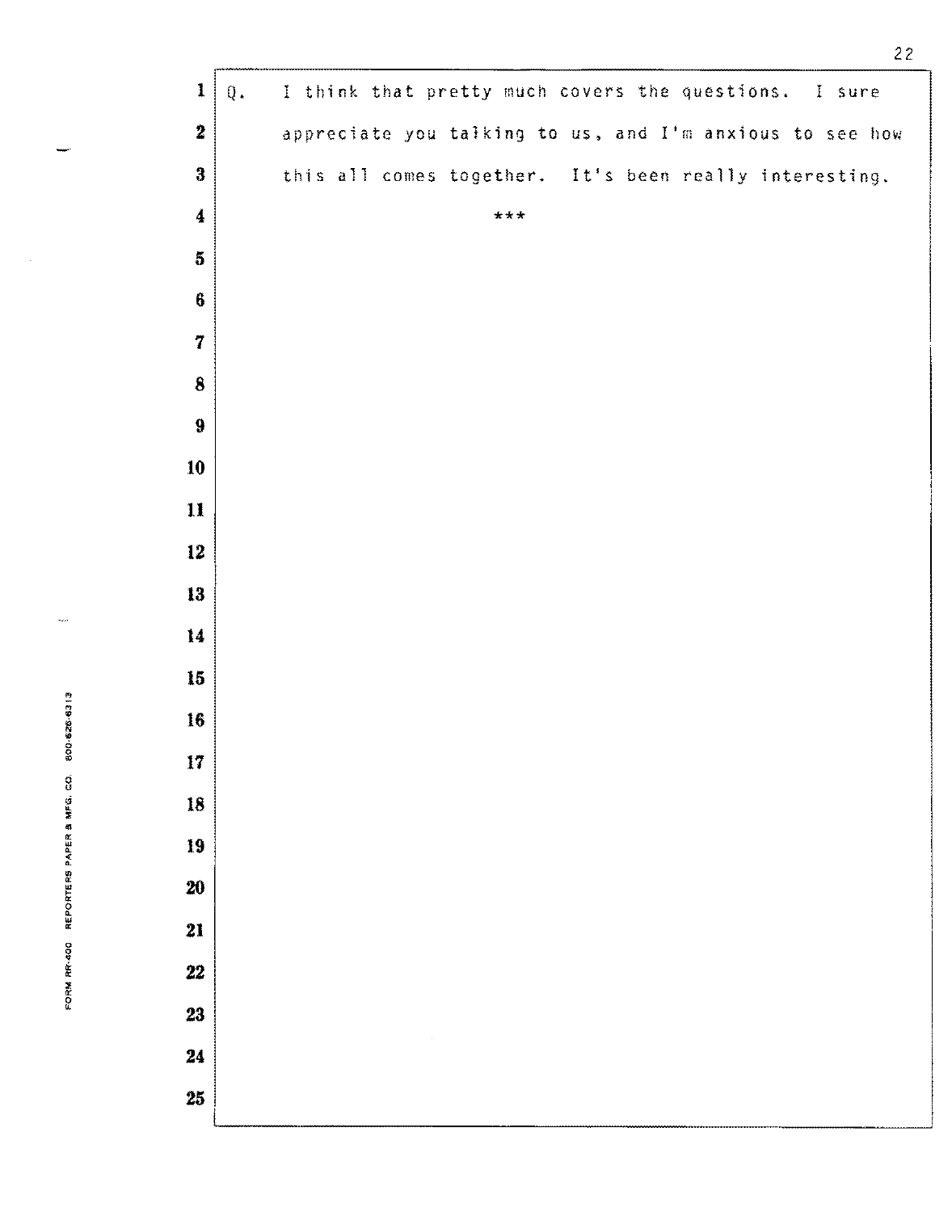Q. I think that pretty much covers the questions. I sure appreciate you talking to us, and I'm anxious to see how this all comes together. It's been really interesting.

***